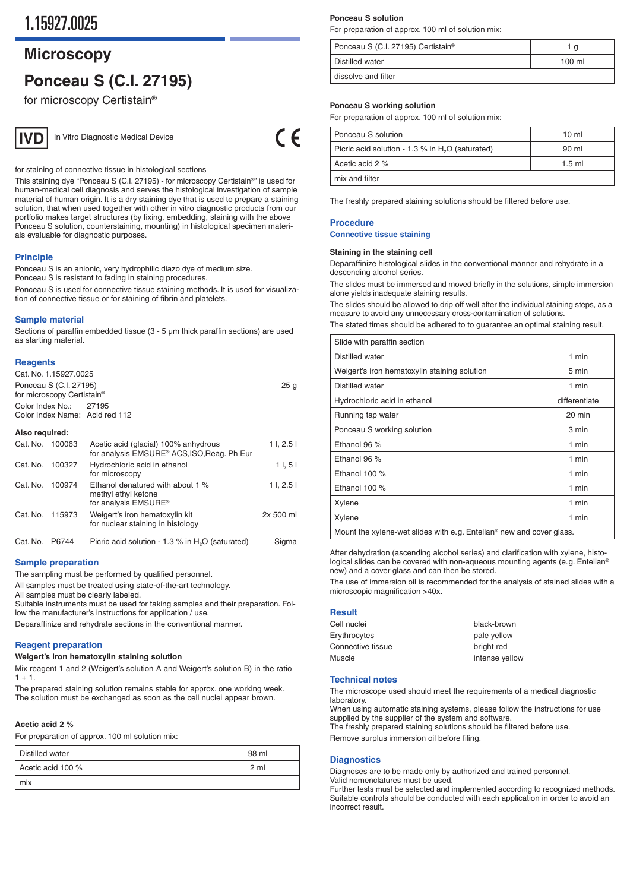# 1.15927.0025

## Microscopy

# Ponceau S (C.I. 27195)

for microscopy Certistain®

**IVD** In Vitro Diagnostic Medical Device

CE

for staining of connective tissue in histological sections

This staining dye "Ponceau S (C.I. 27195) - for microscopy Certistain®" is used for human-medical cell diagnosis and serves the histological investigation of sample material of human origin. It is a dry staining dye that is used to prepare a staining solution, that when used together with other in vitro diagnostic products from our portfolio makes target structures (by fixing, embedding, staining with the above Ponceau S solution, counterstaining, mounting) in histological specimen materials evaluable for diagnostic purposes.

## Principle

Ponceau S is an anionic, very hydrophilic diazo dye of medium size.
Ponceau S is resistant to fading in staining procedures.

Ponceau S is used for connective tissue staining methods. It is used for visualization of connective tissue or for staining of fibrin and platelets.

## Sample material

Sections of paraffin embedded tissue (3 - 5 µm thick paraffin sections) are used as starting material.

## Reagents

Cat. No. 1.15927.0025

Ponceau S (C.I. 27195) for microscopy Certistain® — 25 g

Color Index No.: 27195
Color Index Name: Acid red 112

**Also required:**

| | | | |
|---|---|---|---|
| Cat. No. | 100063 | Acetic acid (glacial) 100% anhydrous for analysis EMSURE® ACS,ISO,Reag. Ph Eur | 1 l, 2.5 l |
| Cat. No. | 100327 | Hydrochloric acid in ethanol for microscopy | 1 l, 5 l |
| Cat. No. | 100974 | Ethanol denatured with about 1 % methyl ethyl ketone for analysis EMSURE® | 1 l, 2.5 l |
| Cat. No. | 115973 | Weigert's iron hematoxylin kit for nuclear staining in histology | 2x 500 ml |
| Cat. No. | P6744 | Picric acid solution - 1.3 % in $H_2O$ (saturated) | Sigma |

## Sample preparation

The sampling must be performed by qualified personnel.

All samples must be treated using state-of-the-art technology.

All samples must be clearly labeled.

Suitable instruments must be used for taking samples and their preparation. Follow the manufacturer's instructions for application / use.

Deparaffinize and rehydrate sections in the conventional manner.

## Reagent preparation

**Weigert's iron hematoxylin staining solution**

Mix reagent 1 and 2 (Weigert's solution A and Weigert's solution B) in the ratio 1 + 1.

The prepared staining solution remains stable for approx. one working week. The solution must be exchanged as soon as the cell nuclei appear brown.

**Acetic acid 2 %**

For preparation of approx. 100 ml solution mix:

| | |
|---|---|
| Distilled water | 98 ml |
| Acetic acid 100 % | 2 ml |
| mix | |

**Ponceau S solution**

For preparation of approx. 100 ml of solution mix:

| | |
|---|---|
| Ponceau S (C.I. 27195) Certistain® | 1 g |
| Distilled water | 100 ml |
| dissolve and filter | |

**Ponceau S working solution**

For preparation of approx. 100 ml of solution mix:

| | |
|---|---|
| Ponceau S solution | 10 ml |
| Picric acid solution - 1.3 % in $H_2O$ (saturated) | 90 ml |
| Acetic acid 2 % | 1.5 ml |
| mix and filter | |

The freshly prepared staining solutions should be filtered before use.

## Procedure

### Connective tissue staining

**Staining in the staining cell**

Deparaffinize histological slides in the conventional manner and rehydrate in a descending alcohol series.

The slides must be immersed and moved briefly in the solutions, simple immersion alone yields inadequate staining results.

The slides should be allowed to drip off well after the individual staining steps, as a measure to avoid any unnecessary cross-contamination of solutions.

The stated times should be adhered to to guarantee an optimal staining result.

| Slide with paraffin section | |
|---|---|
| Distilled water | 1 min |
| Weigert's iron hematoxylin staining solution | 5 min |
| Distilled water | 1 min |
| Hydrochloric acid in ethanol | differentiate |
| Running tap water | 20 min |
| Ponceau S working solution | 3 min |
| Ethanol 96 % | 1 min |
| Ethanol 96 % | 1 min |
| Ethanol 100 % | 1 min |
| Ethanol 100 % | 1 min |
| Xylene | 1 min |
| Xylene | 1 min |
| Mount the xylene-wet slides with e.g. Entellan® new and cover glass. | |

After dehydration (ascending alcohol series) and clarification with xylene, histological slides can be covered with non-aqueous mounting agents (e.g. Entellan® new) and a cover glass and can then be stored.

The use of immersion oil is recommended for the analysis of stained slides with a microscopic magnification >40x.

## Result

| | |
|---|---|
| Cell nuclei | black-brown |
| Erythrocytes | pale yellow |
| Connective tissue | bright red |
| Muscle | intense yellow |

## Technical notes

The microscope used should meet the requirements of a medical diagnostic laboratory.

When using automatic staining systems, please follow the instructions for use supplied by the supplier of the system and software.

The freshly prepared staining solutions should be filtered before use.

Remove surplus immersion oil before filing.

## Diagnostics

Diagnoses are to be made only by authorized and trained personnel.

Valid nomenclatures must be used.

Further tests must be selected and implemented according to recognized methods.

Suitable controls should be conducted with each application in order to avoid an incorrect result.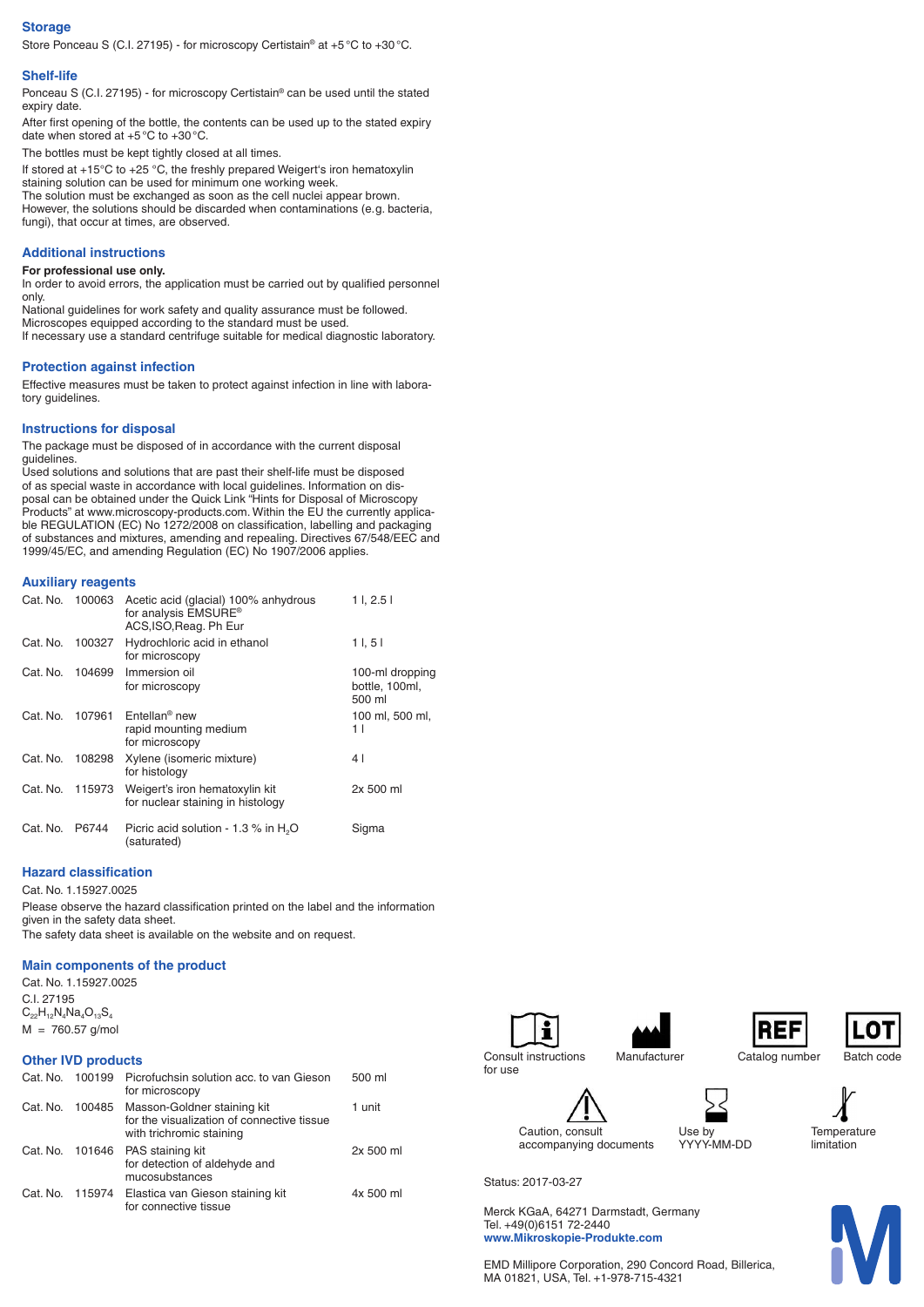## Storage

Store Ponceau S (C.I. 27195) - for microscopy Certistain® at +5 °C to +30 °C.

## Shelf-life

Ponceau S (C.I. 27195) - for microscopy Certistain® can be used until the stated expiry date.

After first opening of the bottle, the contents can be used up to the stated expiry date when stored at +5 °C to +30 °C.

The bottles must be kept tightly closed at all times.

If stored at +15°C to +25 °C, the freshly prepared Weigert's iron hematoxylin staining solution can be used for minimum one working week.
The solution must be exchanged as soon as the cell nuclei appear brown.
However, the solutions should be discarded when contaminations (e.g. bacteria, fungi), that occur at times, are observed.

## Additional instructions

**For professional use only.**
In order to avoid errors, the application must be carried out by qualified personnel only.
National guidelines for work safety and quality assurance must be followed.
Microscopes equipped according to the standard must be used.
If necessary use a standard centrifuge suitable for medical diagnostic laboratory.

## Protection against infection

Effective measures must be taken to protect against infection in line with laboratory guidelines.

## Instructions for disposal

The package must be disposed of in accordance with the current disposal guidelines.
Used solutions and solutions that are past their shelf-life must be disposed of as special waste in accordance with local guidelines. Information on disposal can be obtained under the Quick Link "Hints for Disposal of Microscopy Products" at www.microscopy-products.com. Within the EU the currently applicable REGULATION (EC) No 1272/2008 on classification, labelling and packaging of substances and mixtures, amending and repealing. Directives 67/548/EEC and 1999/45/EC, and amending Regulation (EC) No 1907/2006 applies.

## Auxiliary reagents

| | | | |
|---|---|---|---|
| Cat. No. | 100063 | Acetic acid (glacial) 100% anhydrous for analysis EMSURE® ACS,ISO,Reag. Ph Eur | 1 l, 2.5 l |
| Cat. No. | 100327 | Hydrochloric acid in ethanol for microscopy | 1 l, 5 l |
| Cat. No. | 104699 | Immersion oil for microscopy | 100-ml dropping bottle, 100ml, 500 ml |
| Cat. No. | 107961 | Entellan® new rapid mounting medium for microscopy | 100 ml, 500 ml, 1 l |
| Cat. No. | 108298 | Xylene (isomeric mixture) for histology | 4 l |
| Cat. No. | 115973 | Weigert's iron hematoxylin kit for nuclear staining in histology | 2x 500 ml |
| Cat. No. | P6744 | Picric acid solution - 1.3 % in $H_2O$ (saturated) | Sigma |

## Hazard classification

Cat. No. 1.15927.0025

Please observe the hazard classification printed on the label and the information given in the safety data sheet.
The safety data sheet is available on the website and on request.

## Main components of the product

Cat. No. 1.15927.0025

C.I. 27195
$C_{22}H_{12}N_4Na_4O_{13}S_4$
M = 760.57 g/mol

## Other IVD products

| | | | |
|---|---|---|---|
| Cat. No. | 100199 | Picrofuchsin solution acc. to van Gieson for microscopy | 500 ml |
| Cat. No. | 100485 | Masson-Goldner staining kit for the visualization of connective tissue with trichromic staining | 1 unit |
| Cat. No. | 101646 | PAS staining kit for detection of aldehyde and mucosubstances | 2x 500 ml |
| Cat. No. | 115974 | Elastica van Gieson staining kit for connective tissue | 4x 500 ml |

Consult instructions for use

Manufacturer

Catalog number

Batch code

Caution, consult accompanying documents

Use by YYYY-MM-DD

Temperature limitation

Status: 2017-03-27

Merck KGaA, 64271 Darmstadt, Germany
Tel. +49(0)6151 72-2440
**www.Mikroskopie-Produkte.com**

EMD Millipore Corporation, 290 Concord Road, Billerica, MA 01821, USA, Tel. +1-978-715-4321